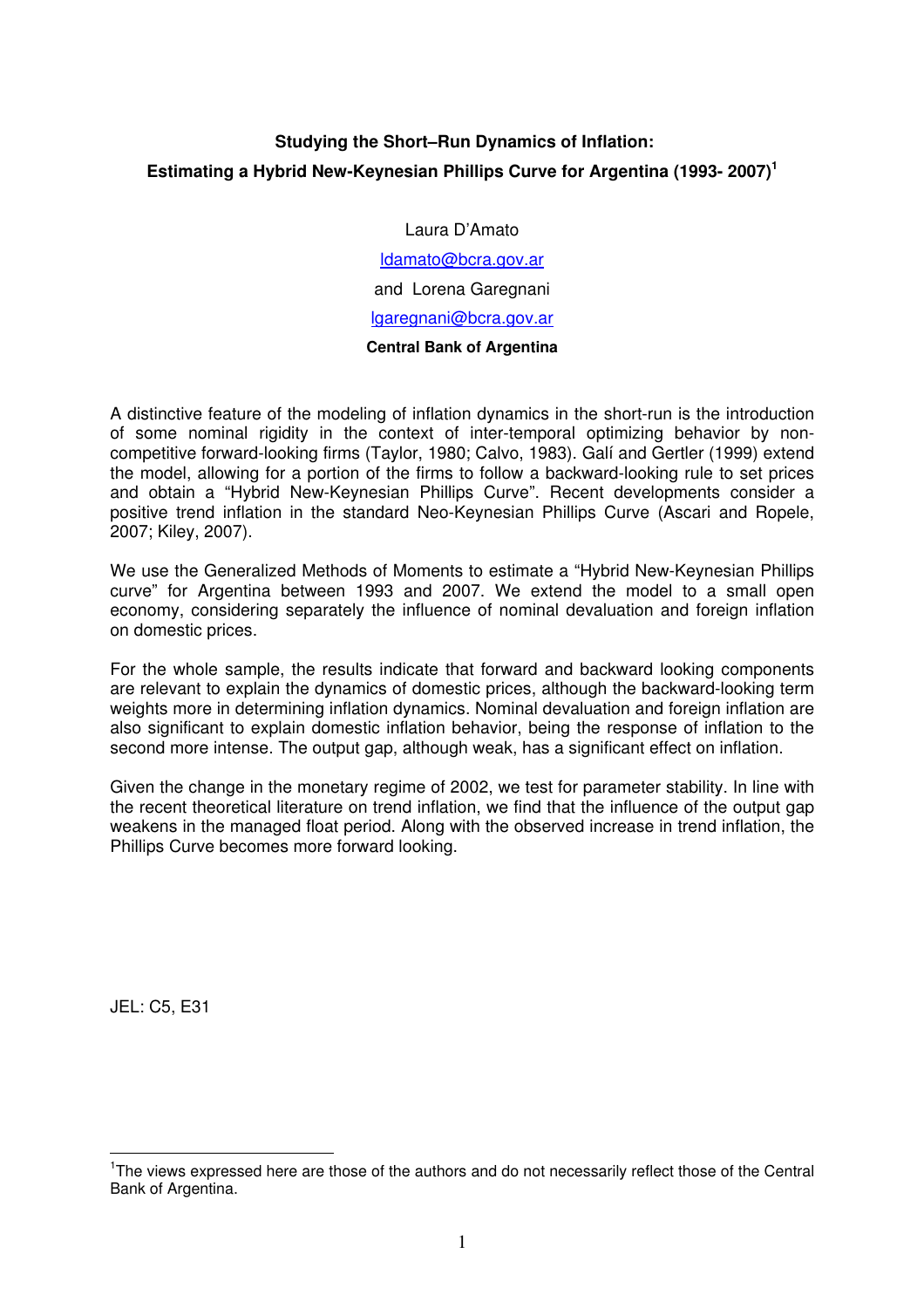# Studying the Short–Run Dynamics of Inflation:

# Estimating a Hybrid New-Keynesian Phillips Curve for Argentina (1993- 2007)[1]

Laura D'Amato

ldamato@bcra.gov.ar

and Lorena Garegnani

lgaregnani@bcra.gov.ar

**Central Bank of Argentina**

A distinctive feature of the modeling of inflation dynamics in the short-run is the introduction of some nominal rigidity in the context of inter-temporal optimizing behavior by non-competitive forward-looking firms (Taylor, 1980; Calvo, 1983). Galí and Gertler (1999) extend the model, allowing for a portion of the firms to follow a backward-looking rule to set prices and obtain a "Hybrid New-Keynesian Phillips Curve". Recent developments consider a positive trend inflation in the standard Neo-Keynesian Phillips Curve (Ascari and Ropele, 2007; Kiley, 2007).

We use the Generalized Methods of Moments to estimate a "Hybrid New-Keynesian Phillips curve" for Argentina between 1993 and 2007. We extend the model to a small open economy, considering separately the influence of nominal devaluation and foreign inflation on domestic prices.

For the whole sample, the results indicate that forward and backward looking components are relevant to explain the dynamics of domestic prices, although the backward-looking term weights more in determining inflation dynamics. Nominal devaluation and foreign inflation are also significant to explain domestic inflation behavior, being the response of inflation to the second more intense. The output gap, although weak, has a significant effect on inflation.

Given the change in the monetary regime of 2002, we test for parameter stability. In line with the recent theoretical literature on trend inflation, we find that the influence of the output gap weakens in the managed float period. Along with the observed increase in trend inflation, the Phillips Curve becomes more forward looking.

JEL: C5, E31

[1] The views expressed here are those of the authors and do not necessarily reflect those of the Central Bank of Argentina.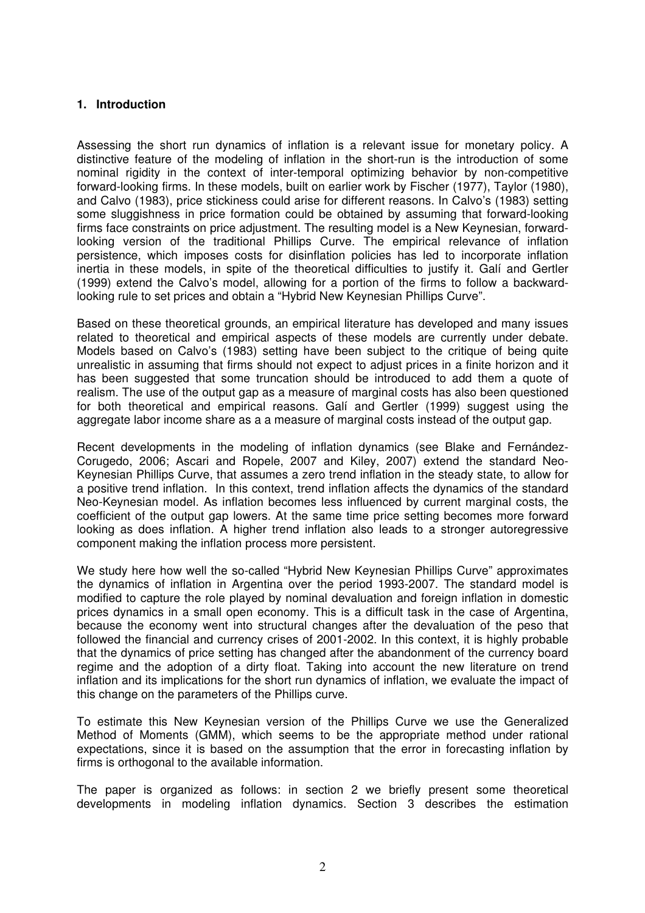### 1. Introduction

Assessing the short run dynamics of inflation is a relevant issue for monetary policy. A distinctive feature of the modeling of inflation in the short-run is the introduction of some nominal rigidity in the context of inter-temporal optimizing behavior by non-competitive forward-looking firms. In these models, built on earlier work by Fischer (1977), Taylor (1980), and Calvo (1983), price stickiness could arise for different reasons. In Calvo's (1983) setting some sluggishness in price formation could be obtained by assuming that forward-looking firms face constraints on price adjustment. The resulting model is a New Keynesian, forward-looking version of the traditional Phillips Curve. The empirical relevance of inflation persistence, which imposes costs for disinflation policies has led to incorporate inflation inertia in these models, in spite of the theoretical difficulties to justify it. Galí and Gertler (1999) extend the Calvo's model, allowing for a portion of the firms to follow a backward-looking rule to set prices and obtain a "Hybrid New Keynesian Phillips Curve".

Based on these theoretical grounds, an empirical literature has developed and many issues related to theoretical and empirical aspects of these models are currently under debate. Models based on Calvo's (1983) setting have been subject to the critique of being quite unrealistic in assuming that firms should not expect to adjust prices in a finite horizon and it has been suggested that some truncation should be introduced to add them a quote of realism. The use of the output gap as a measure of marginal costs has also been questioned for both theoretical and empirical reasons. Galí and Gertler (1999) suggest using the aggregate labor income share as a a measure of marginal costs instead of the output gap.

Recent developments in the modeling of inflation dynamics (see Blake and Fernández-Corugedo, 2006; Ascari and Ropele, 2007 and Kiley, 2007) extend the standard Neo-Keynesian Phillips Curve, that assumes a zero trend inflation in the steady state, to allow for a positive trend inflation. In this context, trend inflation affects the dynamics of the standard Neo-Keynesian model. As inflation becomes less influenced by current marginal costs, the coefficient of the output gap lowers. At the same time price setting becomes more forward looking as does inflation. A higher trend inflation also leads to a stronger autoregressive component making the inflation process more persistent.

We study here how well the so-called "Hybrid New Keynesian Phillips Curve" approximates the dynamics of inflation in Argentina over the period 1993-2007. The standard model is modified to capture the role played by nominal devaluation and foreign inflation in domestic prices dynamics in a small open economy. This is a difficult task in the case of Argentina, because the economy went into structural changes after the devaluation of the peso that followed the financial and currency crises of 2001-2002. In this context, it is highly probable that the dynamics of price setting has changed after the abandonment of the currency board regime and the adoption of a dirty float. Taking into account the new literature on trend inflation and its implications for the short run dynamics of inflation, we evaluate the impact of this change on the parameters of the Phillips curve.

To estimate this New Keynesian version of the Phillips Curve we use the Generalized Method of Moments (GMM), which seems to be the appropriate method under rational expectations, since it is based on the assumption that the error in forecasting inflation by firms is orthogonal to the available information.

The paper is organized as follows: in section 2 we briefly present some theoretical developments in modeling inflation dynamics. Section 3 describes the estimation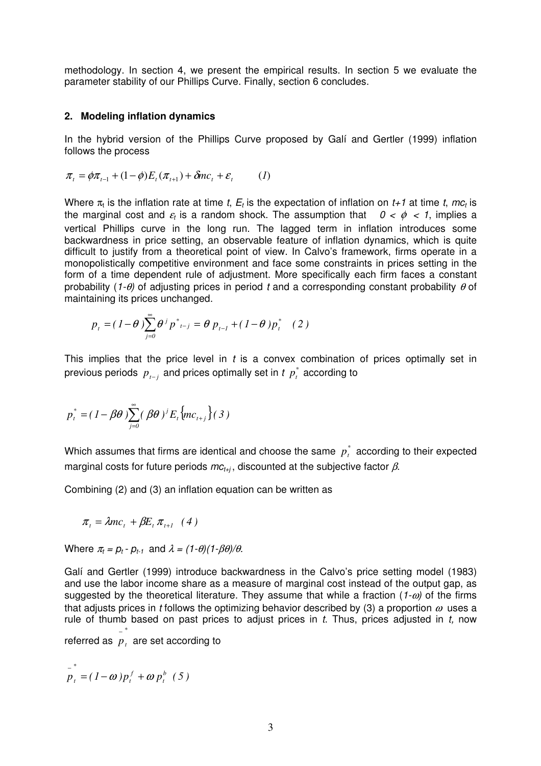methodology. In section 4, we present the empirical results. In section 5 we evaluate the parameter stability of our Phillips Curve. Finally, section 6 concludes.

## 2. Modeling inflation dynamics

In the hybrid version of the Phillips Curve proposed by Galí and Gertler (1999) inflation follows the process

$$\pi_t = \phi\pi_{t-1} + (1-\phi)E_t(\pi_{t+1}) + \delta mc_t + \varepsilon_t \qquad (1)$$

Where $\pi_t$ is the inflation rate at time $t$, $E_t$ is the expectation of inflation on $t+1$ at time $t$, $mc_t$ is the marginal cost and $\varepsilon_t$ is a random shock. The assumption that $0 < \phi < 1$, implies a vertical Phillips curve in the long run. The lagged term in inflation introduces some backwardness in price setting, an observable feature of inflation dynamics, which is quite difficult to justify from a theoretical point of view. In Calvo's framework, firms operate in a monopolistically competitive environment and face some constraints in prices setting in the form of a time dependent rule of adjustment. More specifically each firm faces a constant probability $(1-\theta)$ of adjusting prices in period $t$ and a corresponding constant probability $\theta$ of maintaining its prices unchanged.

$$p_t = (1-\theta)\sum_{j=0}^{\infty}\theta^j p^*_{t-j} = \theta\, p_{t-1} + (1-\theta)p_t^* \quad (2)$$

This implies that the price level in $t$ is a convex combination of prices optimally set in previous periods $p_{t-j}$ and prices optimally set in $t$ $p_t^*$ according to

$$p_t^* = (1-\beta\theta)\sum_{j=0}^{\infty}(\beta\theta)^j E_t\{mc_{t+j}\} \, (3)$$

Which assumes that firms are identical and choose the same $p_t^*$ according to their expected marginal costs for future periods $mc_{t+j}$, discounted at the subjective factor $\beta$.

Combining (2) and (3) an inflation equation can be written as

$$\pi_t = \lambda mc_t + \beta E_t\pi_{t+1} \quad (4)$$

Where $\pi_t = p_t - p_{t-1}$ and $\lambda = (1-\theta)(1-\beta\theta)/\theta$.

Galí and Gertler (1999) introduce backwardness in the Calvo's price setting model (1983) and use the labor income share as a measure of marginal cost instead of the output gap, as suggested by the theoretical literature. They assume that while a fraction $(1-\omega)$ of the firms that adjusts prices in $t$ follows the optimizing behavior described by (3) a proportion $\omega$ uses a rule of thumb based on past prices to adjust prices in $t$. Thus, prices adjusted in $t$, now referred as $\bar{p}_t^*$ are set according to

$$\bar{p}_t^* = (1-\omega)p_t^f + \omega\, p_t^b \quad (5)$$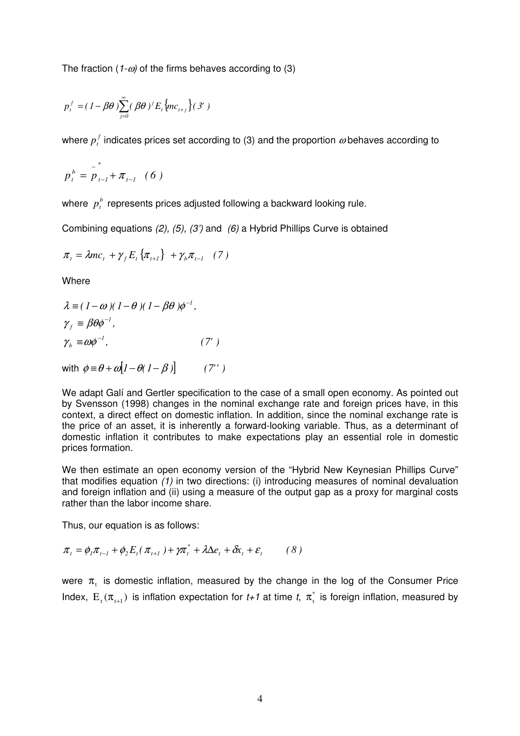The fraction $(1-\omega)$ of the firms behaves according to (3)

$$p_t^f = (1-\beta\theta)\sum_{j=0}^{\infty}(\beta\theta)^j E_t\{mc_{t+j}\} \quad (3')$$

where $p_t^f$ indicates prices set according to (3) and the proportion $\omega$ behaves according to

$$p_t^b = \bar{p}_{t-1}^* + \pi_{t-1} \quad (6)$$

where $p_t^b$ represents prices adjusted following a backward looking rule.

Combining equations *(2), (5), (3')* and *(6)* a Hybrid Phillips Curve is obtained

$$\pi_t = \lambda mc_t + \gamma_f E_t\{\pi_{t+1}\} + \gamma_b \pi_{t-1} \quad (7)$$

Where

$$\lambda \equiv (1-\omega)(1-\theta)(1-\beta\theta)\phi^{-1},$$
$$\gamma_f \equiv \beta\theta\phi^{-1},$$
$$\gamma_b \equiv \omega\phi^{-1}, \qquad (7')$$

with $\phi \equiv \theta + \omega[1-\theta(1-\beta)] \qquad (7'')$

We adapt Galí and Gertler specification to the case of a small open economy. As pointed out by Svensson (1998) changes in the nominal exchange rate and foreign prices have, in this context, a direct effect on domestic inflation. In addition, since the nominal exchange rate is the price of an asset, it is inherently a forward-looking variable. Thus, as a determinant of domestic inflation it contributes to make expectations play an essential role in domestic prices formation.

We then estimate an open economy version of the "Hybrid New Keynesian Phillips Curve" that modifies equation *(1)* in two directions: (i) introducing measures of nominal devaluation and foreign inflation and (ii) using a measure of the output gap as a proxy for marginal costs rather than the labor income share.

Thus, our equation is as follows:

$$\pi_t = \phi_1 \pi_{t-1} + \phi_2 E_t(\pi_{t+1}) + \gamma\pi_t^* + \lambda\Delta e_t + \delta x_t + \varepsilon_t \qquad (8)$$

were $\pi_t$ is domestic inflation, measured by the change in the log of the Consumer Price Index, $E_t(\pi_{t+1})$ is inflation expectation for *t+1* at time *t*, $\pi_t^*$ is foreign inflation, measured by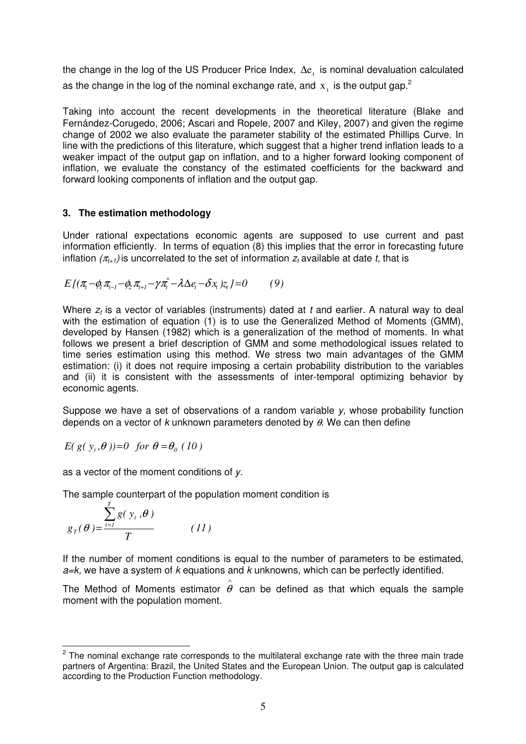the change in the log of the US Producer Price Index, $\Delta e_t$ is nominal devaluation calculated as the change in the log of the nominal exchange rate, and $x_t$ is the output gap.[2]

Taking into account the recent developments in the theoretical literature (Blake and Fernández-Corugedo, 2006; Ascari and Ropele, 2007 and Kiley, 2007) and given the regime change of 2002 we also evaluate the parameter stability of the estimated Phillips Curve. In line with the predictions of this literature, which suggest that a higher trend inflation leads to a weaker impact of the output gap on inflation, and to a higher forward looking component of inflation, we evaluate the constancy of the estimated coefficients for the backward and forward looking components of inflation and the output gap.

### 3. The estimation methodology

Under rational expectations economic agents are supposed to use current and past information efficiently. In terms of equation (8) this implies that the error in forecasting future inflation $(\pi_{t+1})$ is uncorrelated to the set of information $z_t$ available at date $t$, that is

$$E\{(\pi_t - \phi_1 \pi_{t-1} - \phi_2 \pi_{t+1} - \gamma \pi_t^* - \lambda \Delta e_t - \delta x_t) z_t\} = 0 \qquad (9)$$

Where $z_t$ is a vector of variables (instruments) dated at $t$ and earlier. A natural way to deal with the estimation of equation (1) is to use the Generalized Method of Moments (GMM), developed by Hansen (1982) which is a generalization of the method of moments. In what follows we present a brief description of GMM and some methodological issues related to time series estimation using this method. We stress two main advantages of the GMM estimation: (i) it does not require imposing a certain probability distribution to the variables and (ii) it is consistent with the assessments of inter-temporal optimizing behavior by economic agents.

Suppose we have a set of observations of a random variable $y$, whose probability function depends on a vector of $k$ unknown parameters denoted by $\theta$. We can then define

$$E(g(y_t, \theta)) = 0 \quad for \ \theta = \theta_0 \quad (10)$$

as a vector of the moment conditions of $y$.

The sample counterpart of the population moment condition is

$$g_T(\theta) = \frac{\sum_{t=1}^{T} g(y_t, \theta)}{T} \qquad (11)$$

If the number of moment conditions is equal to the number of parameters to be estimated, $a$=$k$, we have a system of $k$ equations and $k$ unknowns, which can be perfectly identified.

The Method of Moments estimator $\hat{\theta}$ can be defined as that which equals the sample moment with the population moment.

[2] The nominal exchange rate corresponds to the multilateral exchange rate with the three main trade partners of Argentina: Brazil, the United States and the European Union. The output gap is calculated according to the Production Function methodology.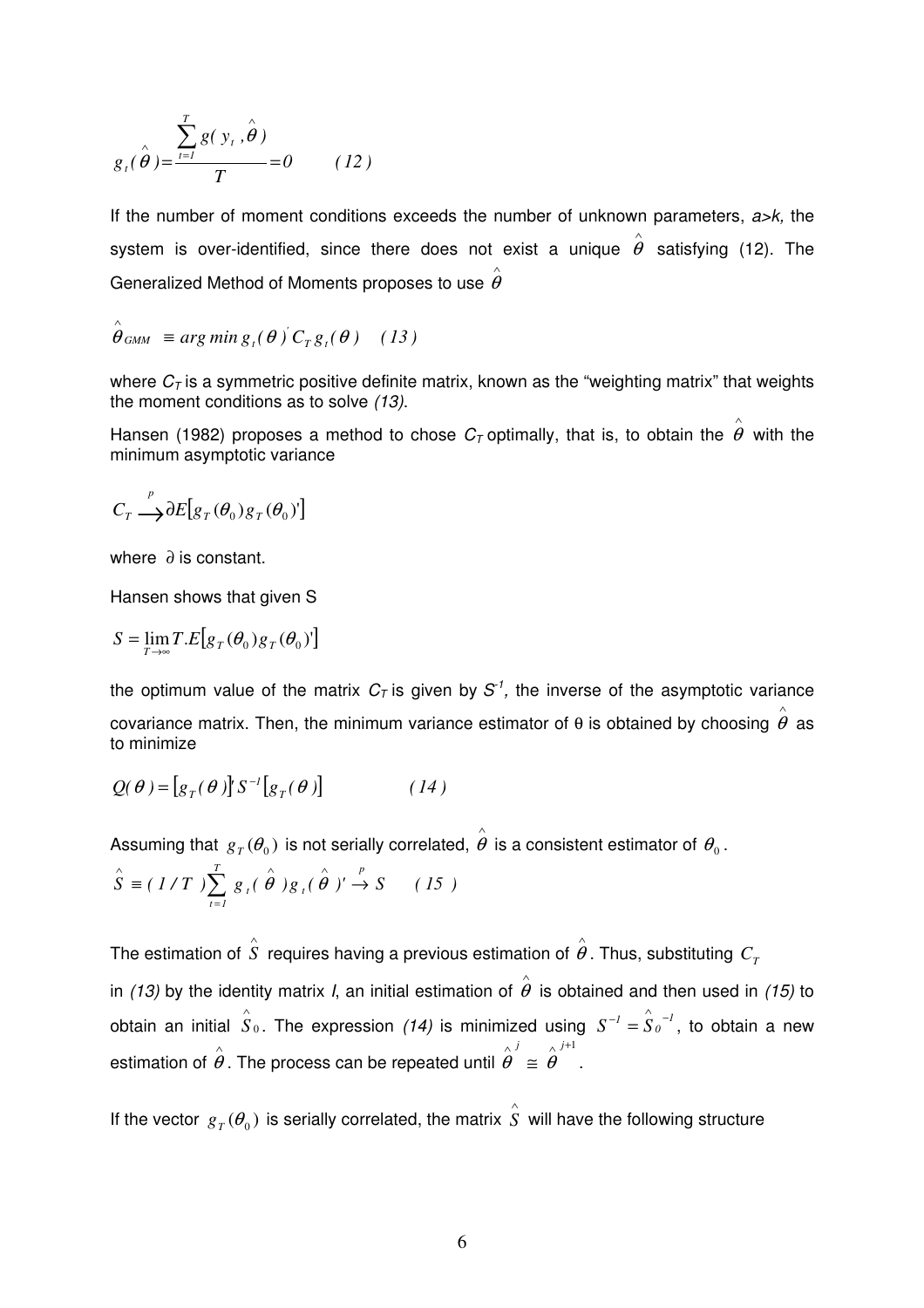$$g_t(\hat{\theta}) = \frac{\sum_{t=1}^{T} g(y_t, \hat{\theta})}{T} = 0 \qquad (12)$$

If the number of moment conditions exceeds the number of unknown parameters, *a>k,* the system is over-identified, since there does not exist a unique $\hat{\theta}$ satisfying (12). The Generalized Method of Moments proposes to use $\hat{\theta}$

$$\hat{\theta}_{GMM} \equiv arg\ min\ g_t(\theta)' C_T g_t(\theta) \quad (13)$$

where $C_T$ is a symmetric positive definite matrix, known as the "weighting matrix" that weights the moment conditions as to solve *(13).*

Hansen (1982) proposes a method to chose $C_T$ optimally, that is, to obtain the $\hat{\theta}$ with the minimum asymptotic variance

$$C_T \xrightarrow{p} \partial E\left[g_T(\theta_0) g_T(\theta_0)'\right]$$

where $\partial$ is constant.

Hansen shows that given S

$$S = \lim_{T \to \infty} T.E\left[g_T(\theta_0) g_T(\theta_0)'\right]$$

the optimum value of the matrix $C_T$ is given by $S^{-1}$, the inverse of the asymptotic variance covariance matrix. Then, the minimum variance estimator of θ is obtained by choosing $\hat{\theta}$ as to minimize

$$Q(\theta) = \left[g_T(\theta)\right]' S^{-1} \left[g_T(\theta)\right] \qquad (14)$$

Assuming that $g_T(\theta_0)$ is not serially correlated, $\hat{\theta}$ is a consistent estimator of $\theta_0$.

$$\hat{S} \equiv (1/T) \sum_{t=1}^{T} g_t(\hat{\theta}) g_t(\hat{\theta})' \xrightarrow{p} S \qquad (15)$$

The estimation of $\hat{S}$ requires having a previous estimation of $\hat{\theta}$. Thus, substituting $C_T$ in *(13)* by the identity matrix *I*, an initial estimation of $\hat{\theta}$ is obtained and then used in *(15)* to obtain an initial $\hat{S}_0$. The expression *(14)* is minimized using $S^{-1} = \hat{S}_0^{-1}$, to obtain a new estimation of $\hat{\theta}$. The process can be repeated until $\hat{\theta}^{j} \cong \hat{\theta}^{j+1}$.

If the vector $g_T(\theta_0)$ is serially correlated, the matrix $\hat{S}$ will have the following structure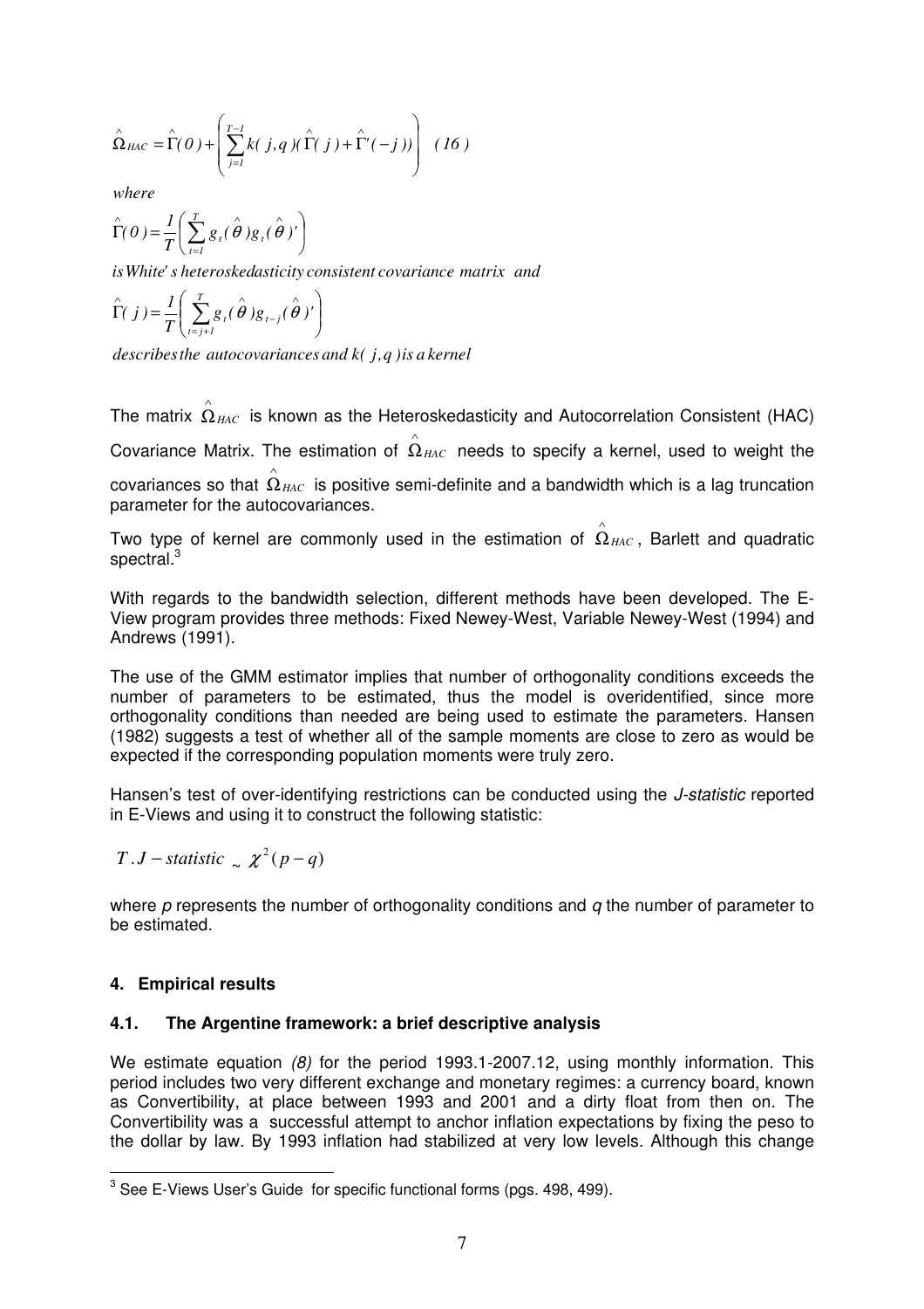$$\hat{\Omega}_{HAC} = \hat{\Gamma}(0) + \left( \sum_{j=1}^{T-1} k(j,q)(\hat{\Gamma}(j) + \hat{\Gamma}'(-j)) \right) \quad (16)$$

*where*

$$\hat{\Gamma}(0) = \frac{1}{T}\left( \sum_{t=1}^{T} g_t(\hat{\theta}) g_t(\hat{\theta})' \right)$$

*is White's heteroskedasticity consistent covariance matrix and*

$$\hat{\Gamma}(j) = \frac{1}{T}\left( \sum_{t=j+1}^{T} g_t(\hat{\theta}) g_{t-j}(\hat{\theta})' \right)$$

*describes the autocovariances and $k(j,q)$ is a kernel*

The matrix $\hat{\Omega}_{HAC}$ is known as the Heteroskedasticity and Autocorrelation Consistent (HAC) Covariance Matrix. The estimation of $\hat{\Omega}_{HAC}$ needs to specify a kernel, used to weight the covariances so that $\hat{\Omega}_{HAC}$ is positive semi-definite and a bandwidth which is a lag truncation parameter for the autocovariances.

Two type of kernel are commonly used in the estimation of $\hat{\Omega}_{HAC}$, Barlett and quadratic spectral.[3]

With regards to the bandwidth selection, different methods have been developed. The E-View program provides three methods: Fixed Newey-West, Variable Newey-West (1994) and Andrews (1991).

The use of the GMM estimator implies that number of orthogonality conditions exceeds the number of parameters to be estimated, thus the model is overidentified, since more orthogonality conditions than needed are being used to estimate the parameters. Hansen (1982) suggests a test of whether all of the sample moments are close to zero as would be expected if the corresponding population moments were truly zero.

Hansen's test of over-identifying restrictions can be conducted using the *J-statistic* reported in E-Views and using it to construct the following statistic:

$$T.J - statistic \sim \chi^2(p-q)$$

where $p$ represents the number of orthogonality conditions and $q$ the number of parameter to be estimated.

## 4. Empirical results

### 4.1. The Argentine framework: a brief descriptive analysis

We estimate equation *(8)* for the period 1993.1-2007.12, using monthly information. This period includes two very different exchange and monetary regimes: a currency board, known as Convertibility, at place between 1993 and 2001 and a dirty float from then on. The Convertibility was a successful attempt to anchor inflation expectations by fixing the peso to the dollar by law. By 1993 inflation had stabilized at very low levels. Although this change

[3] See E-Views User's Guide for specific functional forms (pgs. 498, 499).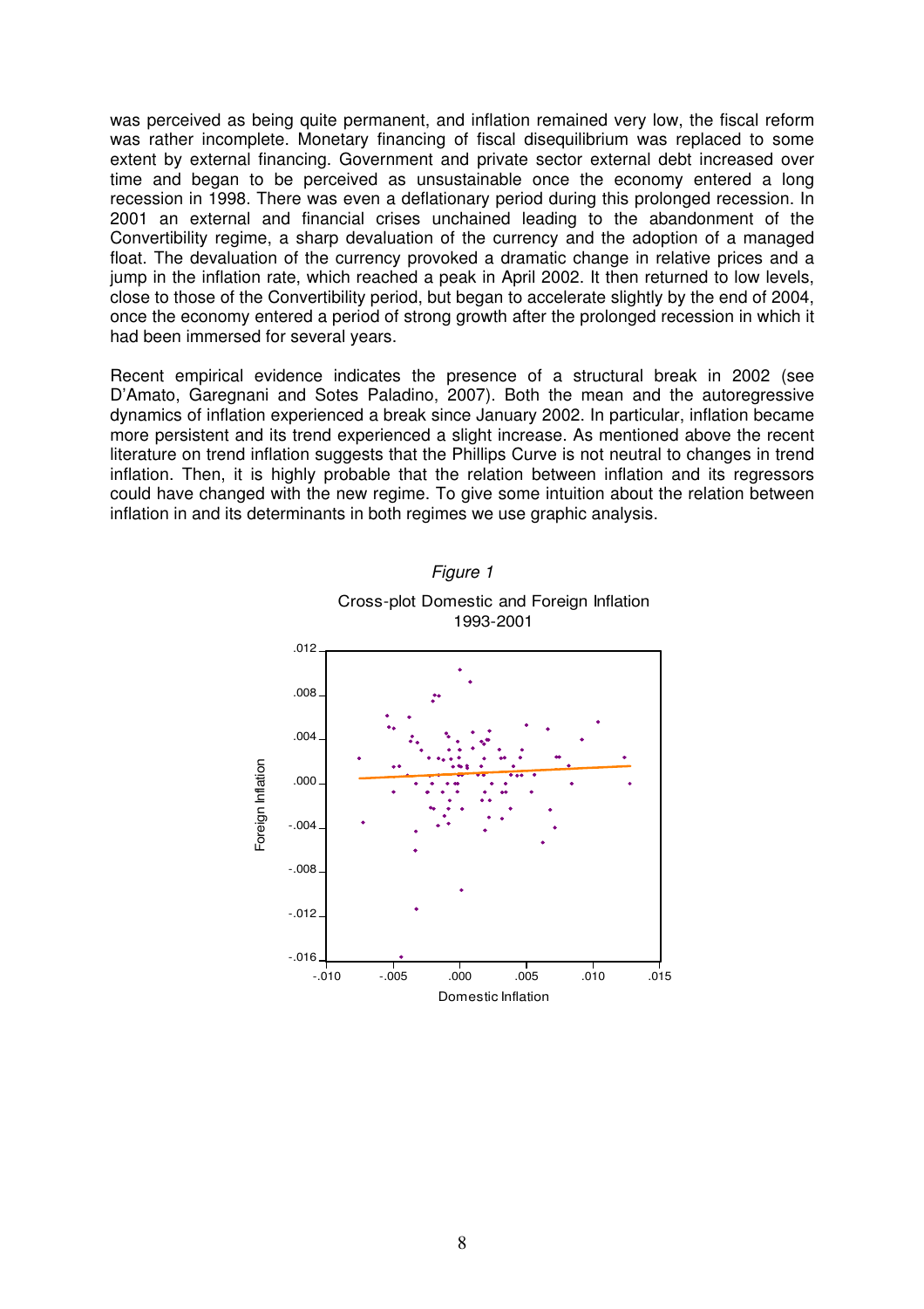was perceived as being quite permanent, and inflation remained very low, the fiscal reform was rather incomplete. Monetary financing of fiscal disequilibrium was replaced to some extent by external financing. Government and private sector external debt increased over time and began to be perceived as unsustainable once the economy entered a long recession in 1998. There was even a deflationary period during this prolonged recession. In 2001 an external and financial crises unchained leading to the abandonment of the Convertibility regime, a sharp devaluation of the currency and the adoption of a managed float. The devaluation of the currency provoked a dramatic change in relative prices and a jump in the inflation rate, which reached a peak in April 2002. It then returned to low levels, close to those of the Convertibility period, but began to accelerate slightly by the end of 2004, once the economy entered a period of strong growth after the prolonged recession in which it had been immersed for several years.

Recent empirical evidence indicates the presence of a structural break in 2002 (see D'Amato, Garegnani and Sotes Paladino, 2007). Both the mean and the autoregressive dynamics of inflation experienced a break since January 2002. In particular, inflation became more persistent and its trend experienced a slight increase. As mentioned above the recent literature on trend inflation suggests that the Phillips Curve is not neutral to changes in trend inflation. Then, it is highly probable that the relation between inflation and its regressors could have changed with the new regime. To give some intuition about the relation between inflation in and its determinants in both regimes we use graphic analysis.

*Figure 1*

Cross-plot Domestic and Foreign Inflation
1993-2001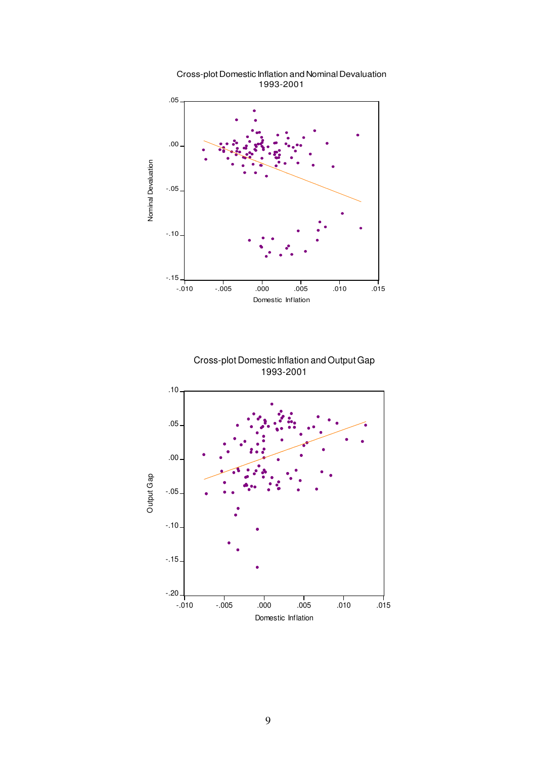Cross-plot Domestic Inflation and Nominal Devaluation
1993-2001

Cross-plot Domestic Inflation and Output Gap
1993-2001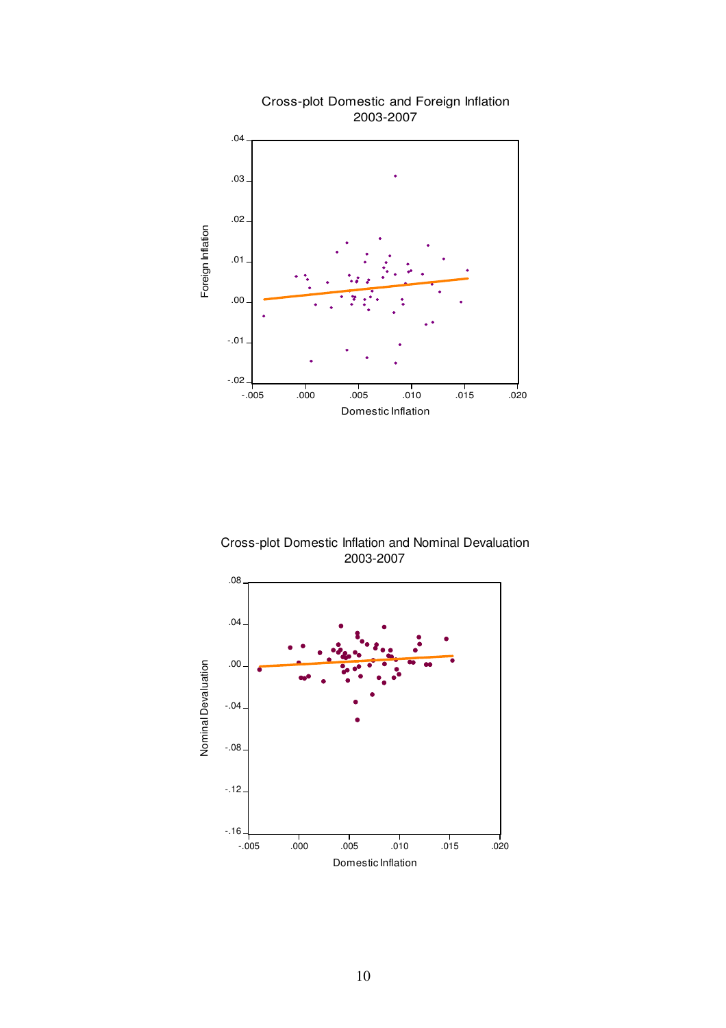Cross-plot Domestic and Foreign Inflation 2003-2007

Cross-plot Domestic Inflation and Nominal Devaluation 2003-2007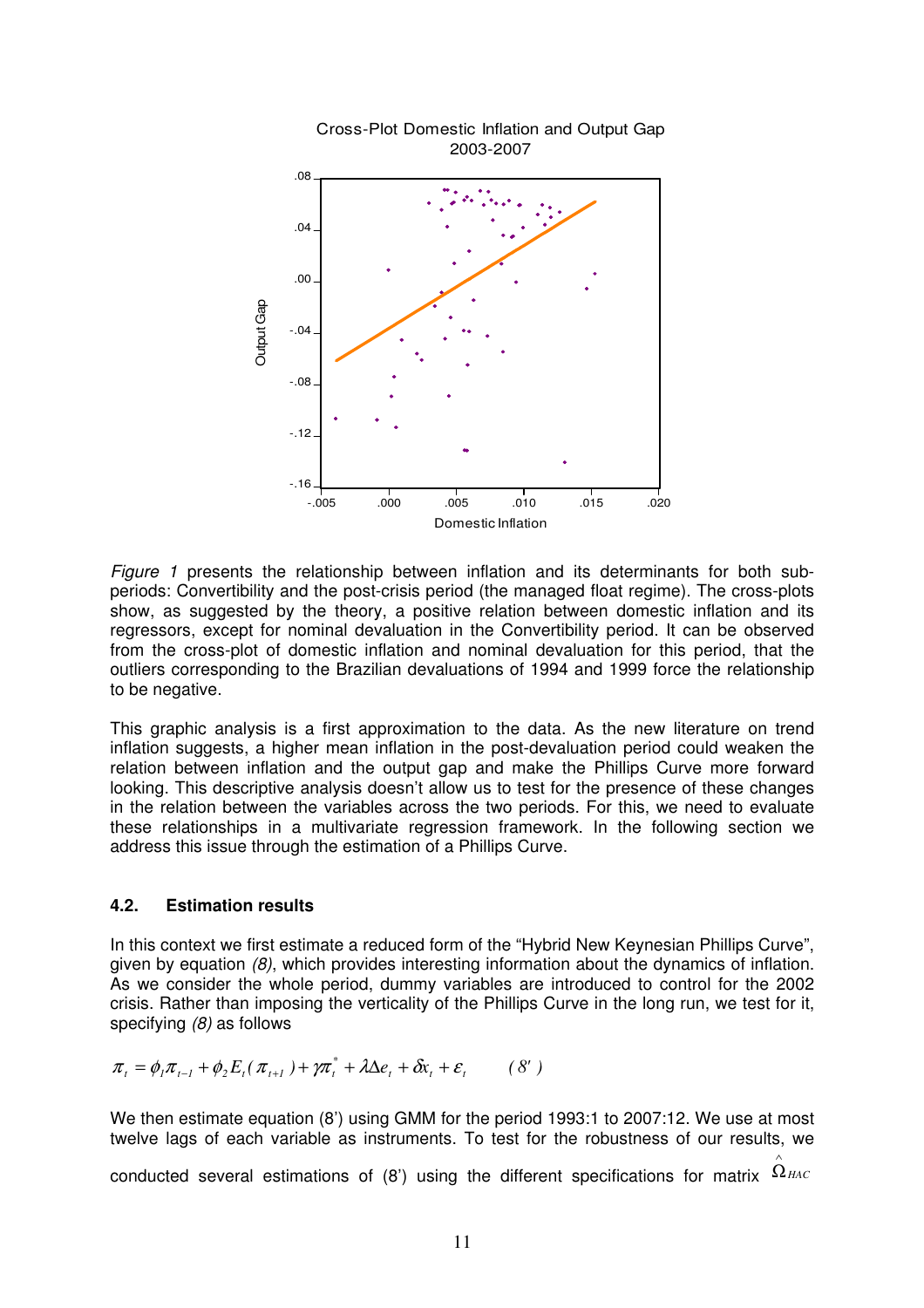Figure 1 presents the relationship between inflation and its determinants for both sub-periods: Convertibility and the post-crisis period (the managed float regime). The cross-plots show, as suggested by the theory, a positive relation between domestic inflation and its regressors, except for nominal devaluation in the Convertibility period. It can be observed from the cross-plot of domestic inflation and nominal devaluation for this period, that the outliers corresponding to the Brazilian devaluations of 1994 and 1999 force the relationship to be negative.

This graphic analysis is a first approximation to the data. As the new literature on trend inflation suggests, a higher mean inflation in the post-devaluation period could weaken the relation between inflation and the output gap and make the Phillips Curve more forward looking. This descriptive analysis doesn't allow us to test for the presence of these changes in the relation between the variables across the two periods. For this, we need to evaluate these relationships in a multivariate regression framework. In the following section we address this issue through the estimation of a Phillips Curve.

### 4.2. Estimation results

In this context we first estimate a reduced form of the "Hybrid New Keynesian Phillips Curve", given by equation *(8)*, which provides interesting information about the dynamics of inflation. As we consider the whole period, dummy variables are introduced to control for the 2002 crisis. Rather than imposing the verticality of the Phillips Curve in the long run, we test for it, specifying *(8)* as follows

$$\pi_t = \phi_1 \pi_{t-1} + \phi_2 E_t(\pi_{t+1}) + \gamma \pi_t^* + \lambda \Delta e_t + \delta x_t + \varepsilon_t \qquad (8')$$

We then estimate equation (8') using GMM for the period 1993:1 to 2007:12. We use at most twelve lags of each variable as instruments. To test for the robustness of our results, we conducted several estimations of (8') using the different specifications for matrix $\hat{\Omega}_{HAC}$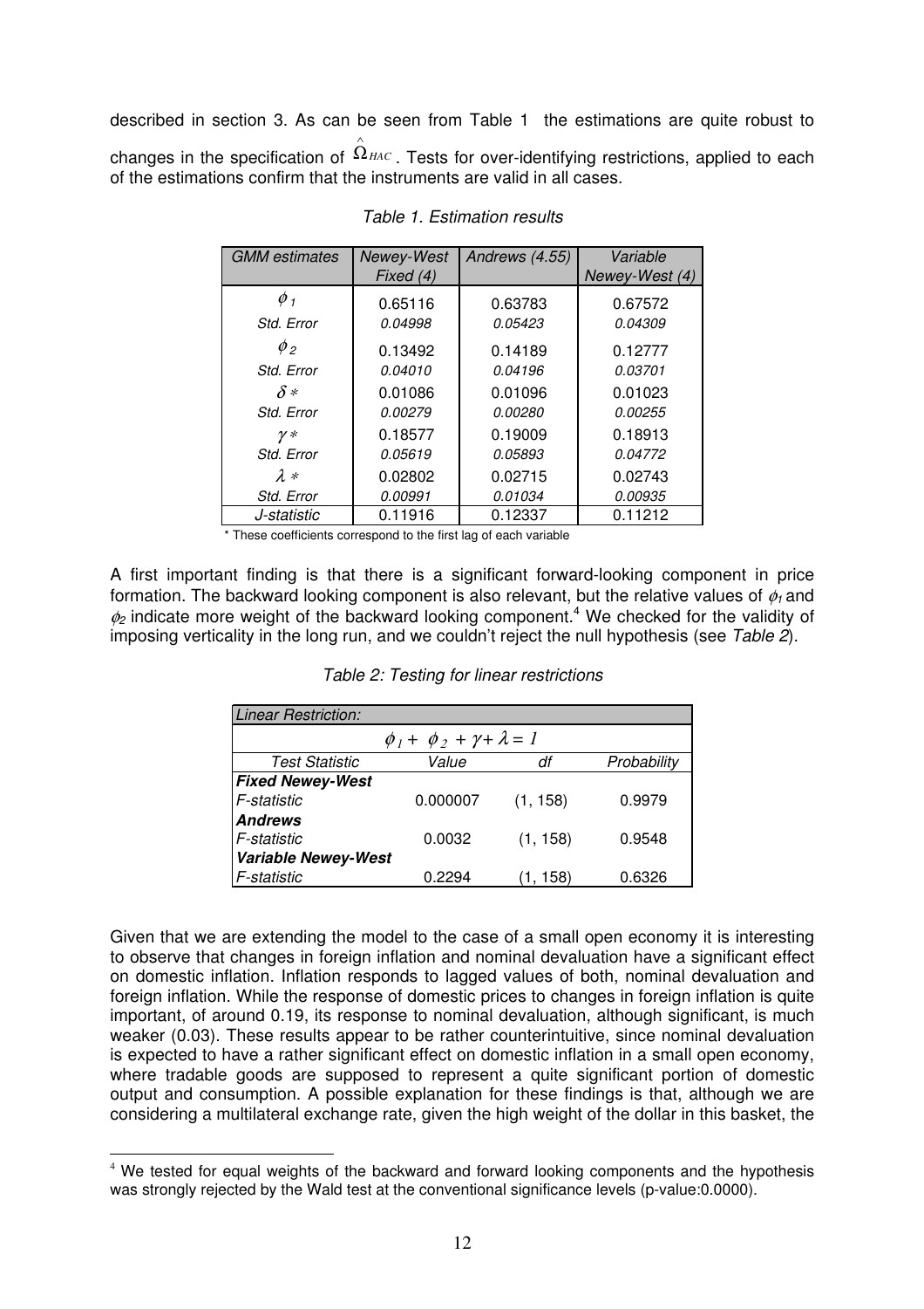described in section 3. As can be seen from Table 1 the estimations are quite robust to changes in the specification of $\hat{\Omega}_{HAC}$. Tests for over-identifying restrictions, applied to each of the estimations confirm that the instruments are valid in all cases.

*Table 1. Estimation results*

| *GMM estimates* | *Newey-West Fixed (4)* | *Andrews (4.55)* | *Variable Newey-West (4)* |
|---|---|---|---|
| $\phi_1$ | 0.65116 | 0.63783 | 0.67572 |
| *Std. Error* | *0.04998* | *0.05423* | *0.04309* |
| $\phi_2$ | 0.13492 | 0.14189 | 0.12777 |
| *Std. Error* | *0.04010* | *0.04196* | *0.03701* |
| $\delta$ * | 0.01086 | 0.01096 | 0.01023 |
| *Std. Error* | *0.00279* | *0.00280* | *0.00255* |
| $\gamma$ * | 0.18577 | 0.19009 | 0.18913 |
| *Std. Error* | *0.05619* | *0.05893* | *0.04772* |
| $\lambda$ * | 0.02802 | 0.02715 | 0.02743 |
| *Std. Error* | *0.00991* | *0.01034* | *0.00935* |
| *J-statistic* | 0.11916 | 0.12337 | 0.11212 |

\* These coefficients correspond to the first lag of each variable

A first important finding is that there is a significant forward-looking component in price formation. The backward looking component is also relevant, but the relative values of $\phi_1$ and $\phi_2$ indicate more weight of the backward looking component.[4] We checked for the validity of imposing verticality in the long run, and we couldn't reject the null hypothesis (see *Table 2*).

*Table 2: Testing for linear restrictions*

| *Linear Restriction:* | | | |
|---|---|---|---|
| $\phi_1 + \phi_2 + \gamma + \lambda = 1$ | | | |
| *Test Statistic* | *Value* | *df* | *Probability* |
| ***Fixed Newey-West*** | | | |
| *F-statistic* | 0.000007 | (1, 158) | 0.9979 |
| ***Andrews*** | | | |
| *F-statistic* | 0.0032 | (1, 158) | 0.9548 |
| ***Variable Newey-West*** | | | |
| *F-statistic* | 0.2294 | (1, 158) | 0.6326 |

Given that we are extending the model to the case of a small open economy it is interesting to observe that changes in foreign inflation and nominal devaluation have a significant effect on domestic inflation. Inflation responds to lagged values of both, nominal devaluation and foreign inflation. While the response of domestic prices to changes in foreign inflation is quite important, of around 0.19, its response to nominal devaluation, although significant, is much weaker (0.03). These results appear to be rather counterintuitive, since nominal devaluation is expected to have a rather significant effect on domestic inflation in a small open economy, where tradable goods are supposed to represent a quite significant portion of domestic output and consumption. A possible explanation for these findings is that, although we are considering a multilateral exchange rate, given the high weight of the dollar in this basket, the

[4] We tested for equal weights of the backward and forward looking components and the hypothesis was strongly rejected by the Wald test at the conventional significance levels (p-value:0.0000).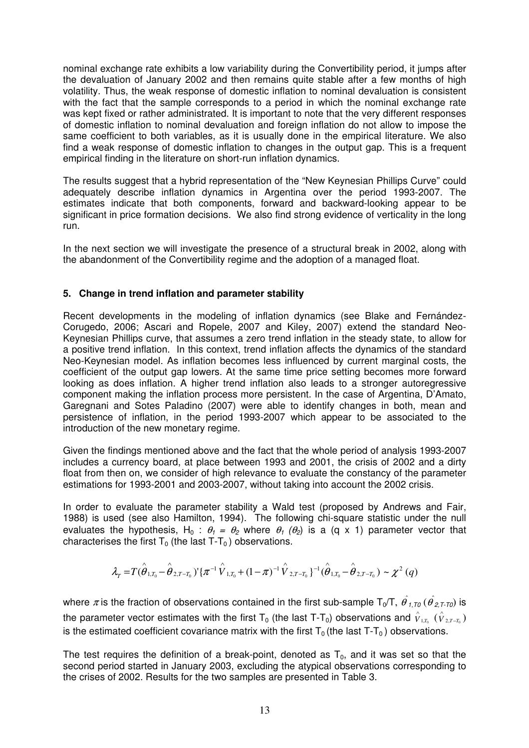nominal exchange rate exhibits a low variability during the Convertibility period, it jumps after the devaluation of January 2002 and then remains quite stable after a few months of high volatility. Thus, the weak response of domestic inflation to nominal devaluation is consistent with the fact that the sample corresponds to a period in which the nominal exchange rate was kept fixed or rather administrated. It is important to note that the very different responses of domestic inflation to nominal devaluation and foreign inflation do not allow to impose the same coefficient to both variables, as it is usually done in the empirical literature. We also find a weak response of domestic inflation to changes in the output gap. This is a frequent empirical finding in the literature on short-run inflation dynamics.

The results suggest that a hybrid representation of the "New Keynesian Phillips Curve" could adequately describe inflation dynamics in Argentina over the period 1993-2007. The estimates indicate that both components, forward and backward-looking appear to be significant in price formation decisions. We also find strong evidence of verticality in the long run.

In the next section we will investigate the presence of a structural break in 2002, along with the abandonment of the Convertibility regime and the adoption of a managed float.

## 5. Change in trend inflation and parameter stability

Recent developments in the modeling of inflation dynamics (see Blake and Fernández-Corugedo, 2006; Ascari and Ropele, 2007 and Kiley, 2007) extend the standard Neo-Keynesian Phillips curve, that assumes a zero trend inflation in the steady state, to allow for a positive trend inflation. In this context, trend inflation affects the dynamics of the standard Neo-Keynesian model. As inflation becomes less influenced by current marginal costs, the coefficient of the output gap lowers. At the same time price setting becomes more forward looking as does inflation. A higher trend inflation also leads to a stronger autoregressive component making the inflation process more persistent. In the case of Argentina, D'Amato, Garegnani and Sotes Paladino (2007) were able to identify changes in both, mean and persistence of inflation, in the period 1993-2007 which appear to be associated to the introduction of the new monetary regime.

Given the findings mentioned above and the fact that the whole period of analysis 1993-2007 includes a currency board, at place between 1993 and 2001, the crisis of 2002 and a dirty float from then on, we consider of high relevance to evaluate the constancy of the parameter estimations for 1993-2001 and 2003-2007, without taking into account the 2002 crisis.

In order to evaluate the parameter stability a Wald test (proposed by Andrews and Fair, 1988) is used (see also Hamilton, 1994). The following chi-square statistic under the null evaluates the hypothesis, $H_0 : \theta_1 = \theta_2$ where $\theta_1$ ($\theta_2$) is a (q x 1) parameter vector that characterises the first $T_0$ (the last $T-T_0$) observations.

$$\lambda_T = T(\hat{\theta}_{1,T_0} - \hat{\theta}_{2,T-T_0})'\{\pi^{-1}\hat{V}_{1,T_0} + (1-\pi)^{-1}\hat{V}_{2,T-T_0}\}^{-1}(\hat{\theta}_{1,T_0} - \hat{\theta}_{2,T-T_0}) \sim \chi^2(q)$$

where $\pi$ is the fraction of observations contained in the first sub-sample $T_0/T$, $\hat{\theta}_{1,T0}$ ($\hat{\theta}_{2,T-T0}$) is the parameter vector estimates with the first $T_0$ (the last $T-T_0$) observations and $\hat{V}_{1,T_0}$ ($\hat{V}_{2,T-T_0}$) is the estimated coefficient covariance matrix with the first $T_0$ (the last $T-T_0$) observations.

The test requires the definition of a break-point, denoted as $T_0$, and it was set so that the second period started in January 2003, excluding the atypical observations corresponding to the crises of 2002. Results for the two samples are presented in Table 3.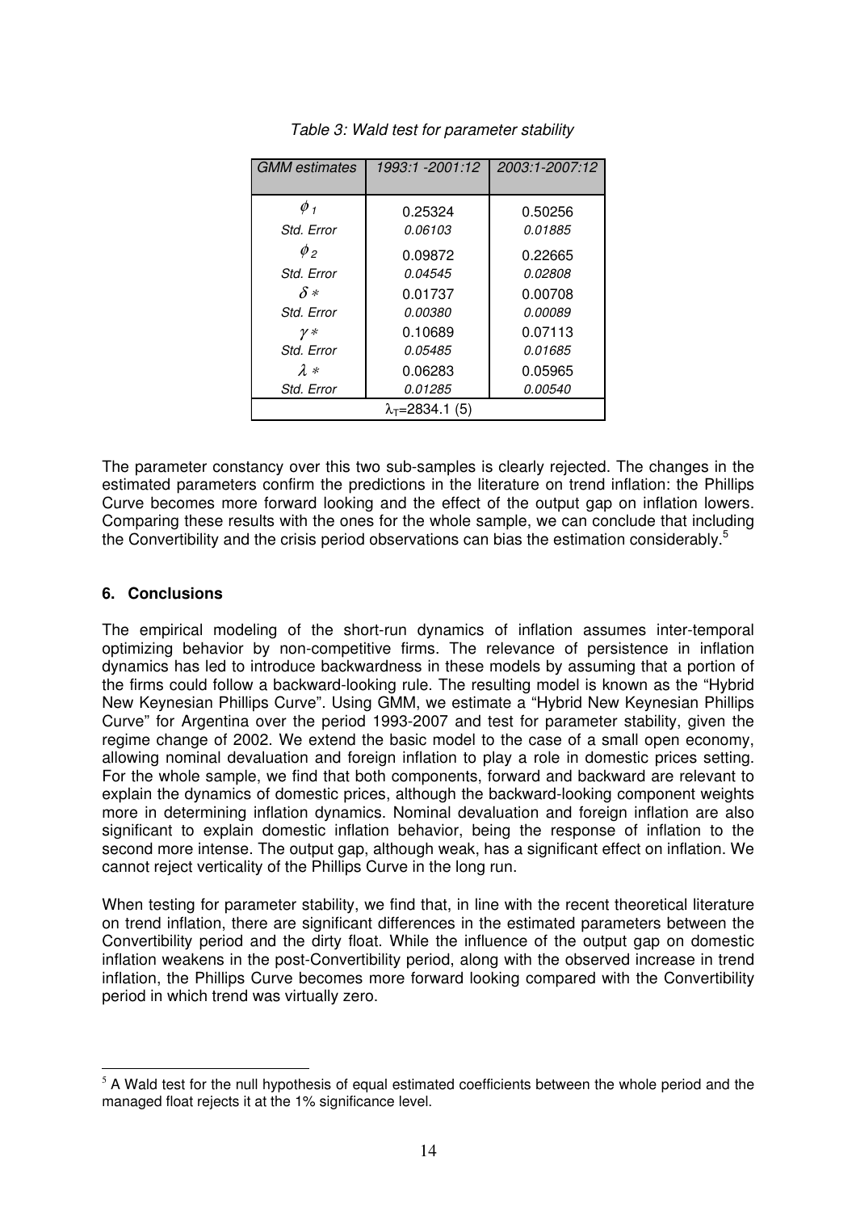*Table 3: Wald test for parameter stability*

| *GMM estimates* | *1993:1 -2001:12* | *2003:1-2007:12* |
|---|---|---|
| $\phi_1$ | 0.25324 | 0.50256 |
| *Std. Error* | *0.06103* | *0.01885* |
| $\phi_2$ | 0.09872 | 0.22665 |
| *Std. Error* | *0.04545* | *0.02808* |
| $\delta*$ | 0.01737 | 0.00708 |
| *Std. Error* | *0.00380* | *0.00089* |
| $\gamma*$ | 0.10689 | 0.07113 |
| *Std. Error* | *0.05485* | *0.01685* |
| $\lambda*$ | 0.06283 | 0.05965 |
| *Std. Error* | *0.01285* | *0.00540* |
| $\lambda_T$=2834.1 (5) | | |

The parameter constancy over this two sub-samples is clearly rejected. The changes in the estimated parameters confirm the predictions in the literature on trend inflation: the Phillips Curve becomes more forward looking and the effect of the output gap on inflation lowers. Comparing these results with the ones for the whole sample, we can conclude that including the Convertibility and the crisis period observations can bias the estimation considerably.[5]

## 6. Conclusions

The empirical modeling of the short-run dynamics of inflation assumes inter-temporal optimizing behavior by non-competitive firms. The relevance of persistence in inflation dynamics has led to introduce backwardness in these models by assuming that a portion of the firms could follow a backward-looking rule. The resulting model is known as the "Hybrid New Keynesian Phillips Curve". Using GMM, we estimate a "Hybrid New Keynesian Phillips Curve" for Argentina over the period 1993-2007 and test for parameter stability, given the regime change of 2002. We extend the basic model to the case of a small open economy, allowing nominal devaluation and foreign inflation to play a role in domestic prices setting. For the whole sample, we find that both components, forward and backward are relevant to explain the dynamics of domestic prices, although the backward-looking component weights more in determining inflation dynamics. Nominal devaluation and foreign inflation are also significant to explain domestic inflation behavior, being the response of inflation to the second more intense. The output gap, although weak, has a significant effect on inflation. We cannot reject verticality of the Phillips Curve in the long run.

When testing for parameter stability, we find that, in line with the recent theoretical literature on trend inflation, there are significant differences in the estimated parameters between the Convertibility period and the dirty float. While the influence of the output gap on domestic inflation weakens in the post-Convertibility period, along with the observed increase in trend inflation, the Phillips Curve becomes more forward looking compared with the Convertibility period in which trend was virtually zero.

[5] A Wald test for the null hypothesis of equal estimated coefficients between the whole period and the managed float rejects it at the 1% significance level.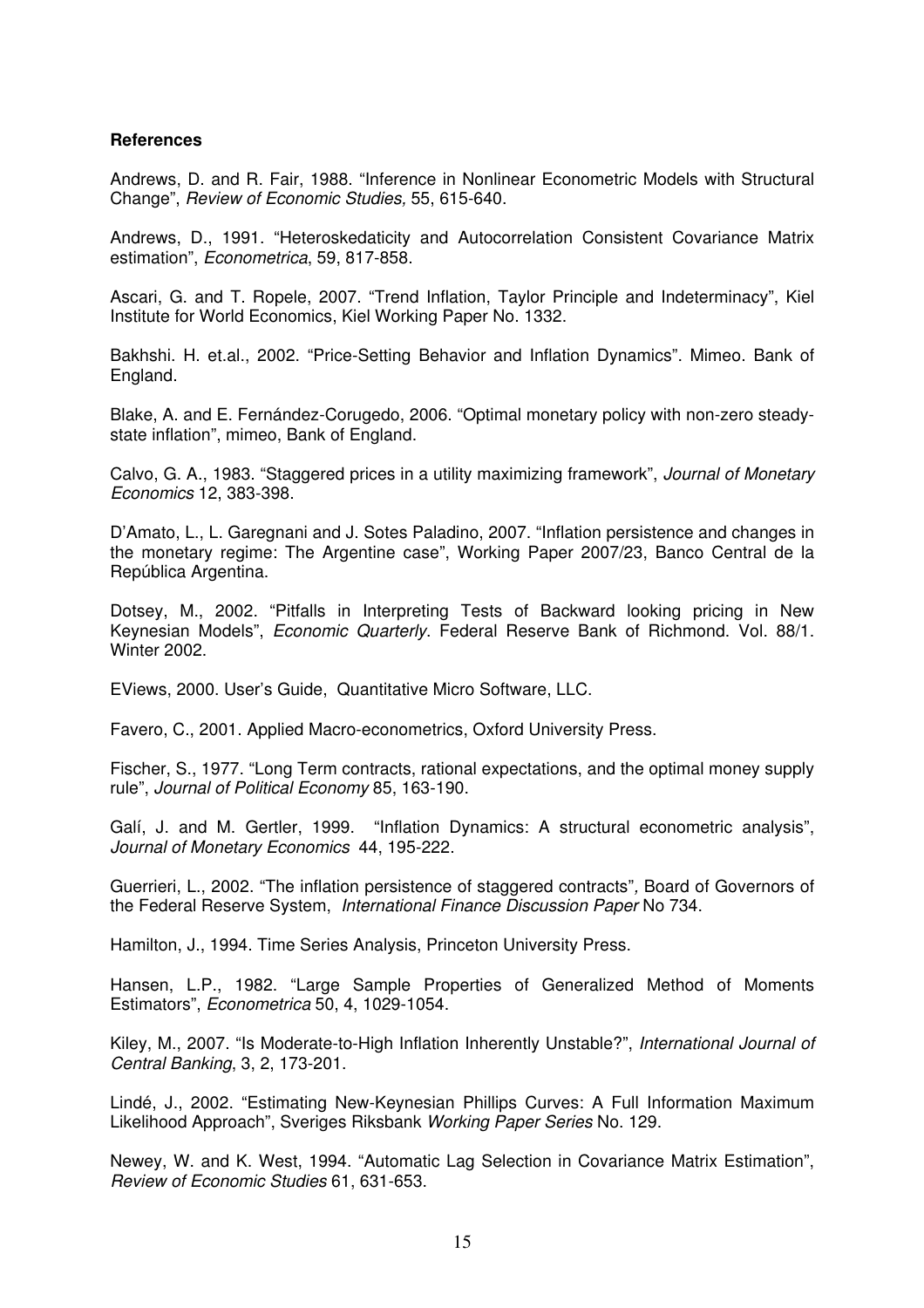**References**

Andrews, D. and R. Fair, 1988. "Inference in Nonlinear Econometric Models with Structural Change", *Review of Economic Studies,* 55, 615-640.

Andrews, D., 1991. "Heteroskedaticity and Autocorrelation Consistent Covariance Matrix estimation", *Econometrica*, 59, 817-858.

Ascari, G. and T. Ropele, 2007. "Trend Inflation, Taylor Principle and Indeterminacy", Kiel Institute for World Economics, Kiel Working Paper No. 1332.

Bakhshi. H. et.al., 2002. "Price-Setting Behavior and Inflation Dynamics". Mimeo. Bank of England.

Blake, A. and E. Fernández-Corugedo, 2006. "Optimal monetary policy with non-zero steady-state inflation", mimeo, Bank of England.

Calvo, G. A., 1983. "Staggered prices in a utility maximizing framework", *Journal of Monetary Economics* 12, 383-398.

D'Amato, L., L. Garegnani and J. Sotes Paladino, 2007. "Inflation persistence and changes in the monetary regime: The Argentine case", Working Paper 2007/23, Banco Central de la República Argentina.

Dotsey, M., 2002. "Pitfalls in Interpreting Tests of Backward looking pricing in New Keynesian Models", *Economic Quarterly*. Federal Reserve Bank of Richmond. Vol. 88/1. Winter 2002.

EViews, 2000. User's Guide, Quantitative Micro Software, LLC.

Favero, C., 2001. Applied Macro-econometrics, Oxford University Press.

Fischer, S., 1977. "Long Term contracts, rational expectations, and the optimal money supply rule", *Journal of Political Economy* 85, 163-190.

Galí, J. and M. Gertler, 1999. "Inflation Dynamics: A structural econometric analysis", *Journal of Monetary Economics* 44, 195-222.

Guerrieri, L., 2002. "The inflation persistence of staggered contracts", Board of Governors of the Federal Reserve System, *International Finance Discussion Paper* No 734.

Hamilton, J., 1994. Time Series Analysis, Princeton University Press.

Hansen, L.P., 1982. "Large Sample Properties of Generalized Method of Moments Estimators", *Econometrica* 50, 4, 1029-1054.

Kiley, M., 2007. "Is Moderate-to-High Inflation Inherently Unstable?", *International Journal of Central Banking*, 3, 2, 173-201.

Lindé, J., 2002. "Estimating New-Keynesian Phillips Curves: A Full Information Maximum Likelihood Approach", Sveriges Riksbank *Working Paper Series* No. 129.

Newey, W. and K. West, 1994. "Automatic Lag Selection in Covariance Matrix Estimation", *Review of Economic Studies* 61, 631-653.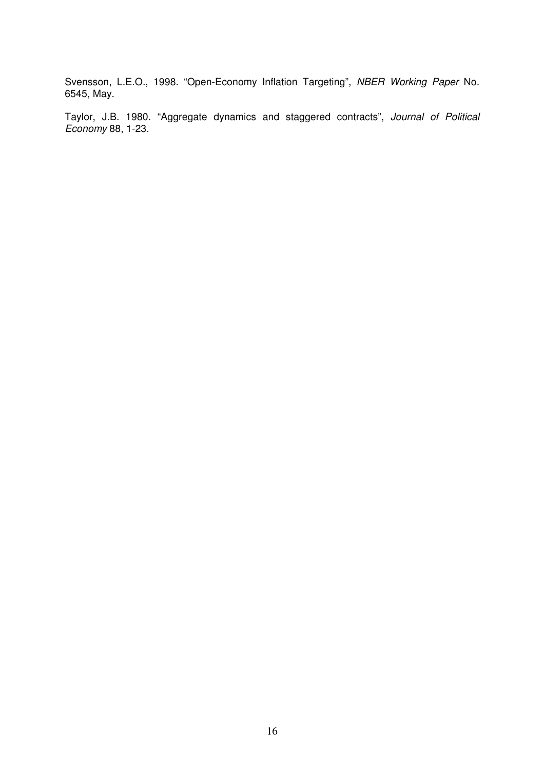Svensson, L.E.O., 1998. "Open-Economy Inflation Targeting", *NBER Working Paper* No. 6545, May.

Taylor, J.B. 1980. "Aggregate dynamics and staggered contracts", *Journal of Political Economy* 88, 1-23.